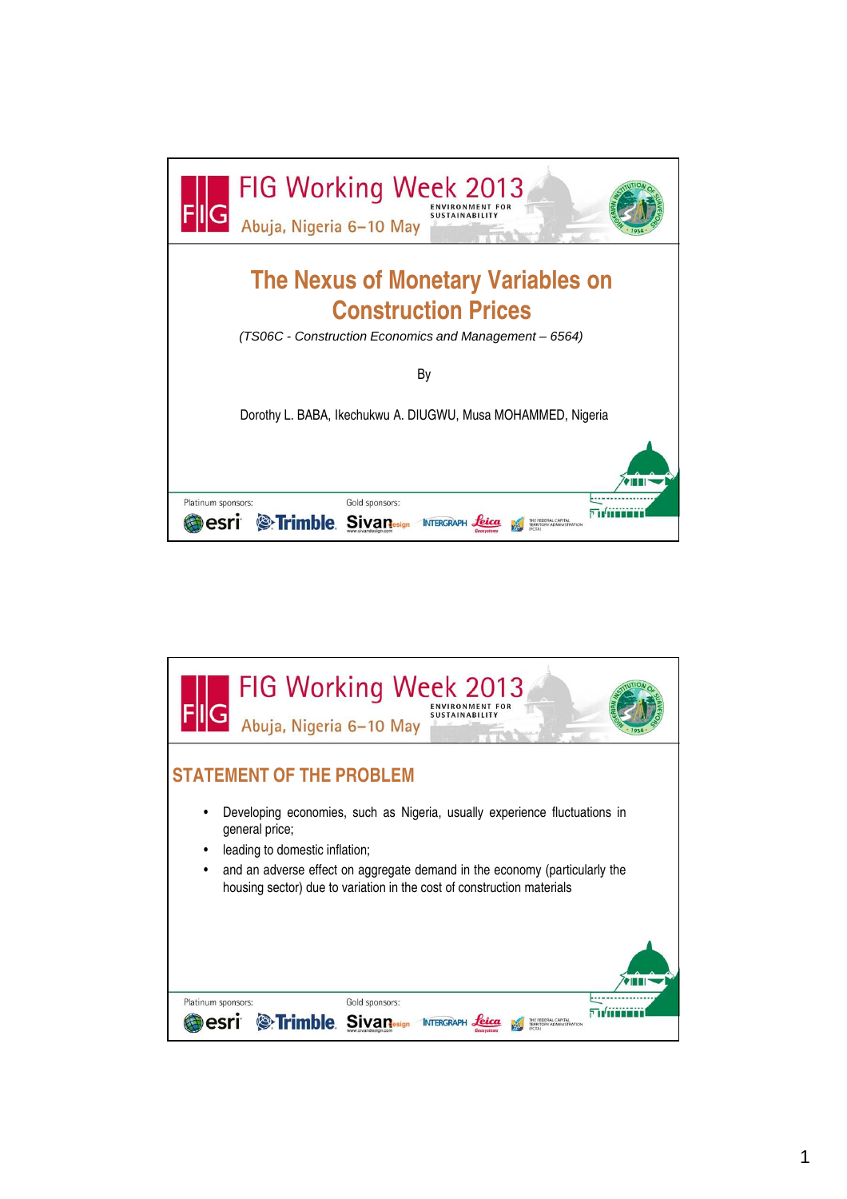# The Nexus of Monetary Variables on Construction Prices

*(TS06C - Construction Economics and Management – 6564)*

By

Dorothy L. BABA, Ikechukwu A. DIUGWU, Musa MOHAMMED, Nigeria

## STATEMENT OF THE PROBLEM

- Developing economies, such as Nigeria, usually experience fluctuations in general price;
- leading to domestic inflation;
- and an adverse effect on aggregate demand in the economy (particularly the housing sector) due to variation in the cost of construction materials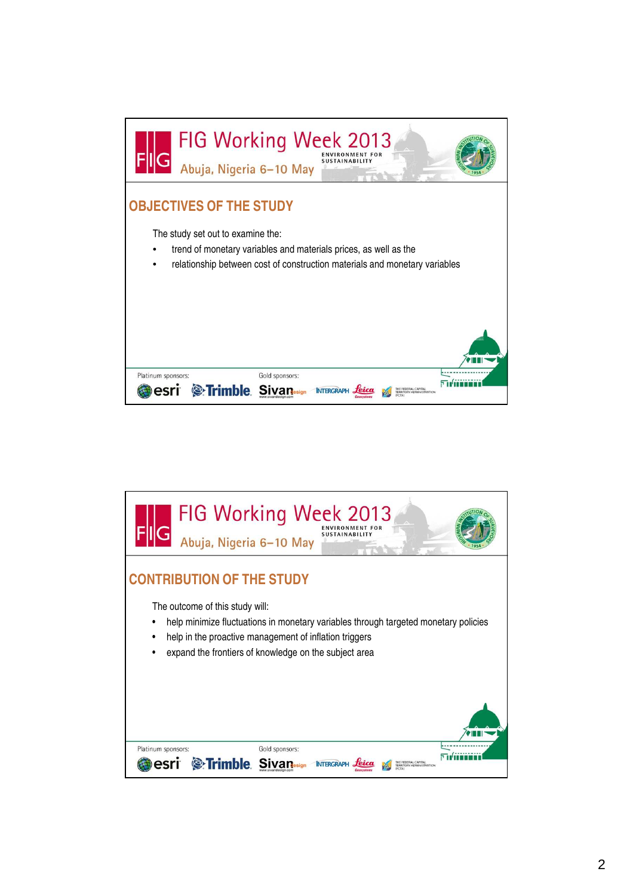## OBJECTIVES OF THE STUDY

The study set out to examine the:

- trend of monetary variables and materials prices, as well as the
- relationship between cost of construction materials and monetary variables

## CONTRIBUTION OF THE STUDY

The outcome of this study will:

- help minimize fluctuations in monetary variables through targeted monetary policies
- help in the proactive management of inflation triggers
- expand the frontiers of knowledge on the subject area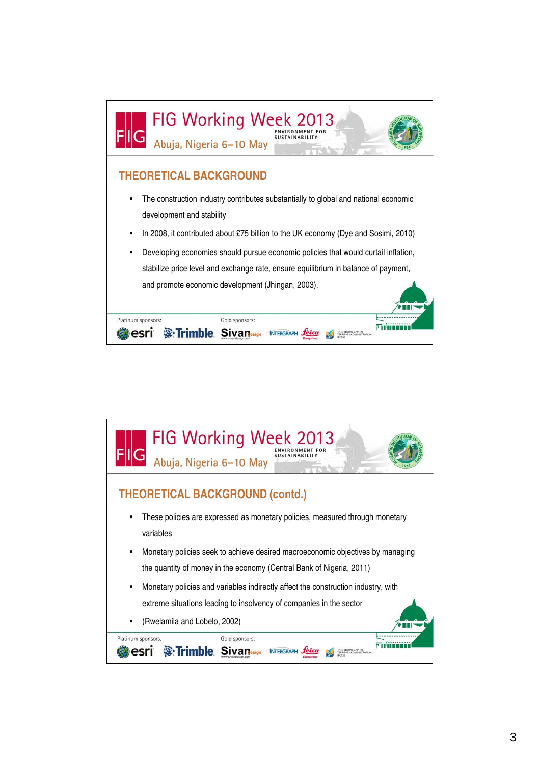## THEORETICAL BACKGROUND

- The construction industry contributes substantially to global and national economic development and stability
- In 2008, it contributed about £75 billion to the UK economy (Dye and Sosimi, 2010)
- Developing economies should pursue economic policies that would curtail inflation, stabilize price level and exchange rate, ensure equilibrium in balance of payment, and promote economic development (Jhingan, 2003).

## THEORETICAL BACKGROUND (contd.)

- These policies are expressed as monetary policies, measured through monetary variables
- Monetary policies seek to achieve desired macroeconomic objectives by managing the quantity of money in the economy (Central Bank of Nigeria, 2011)
- Monetary policies and variables indirectly affect the construction industry, with extreme situations leading to insolvency of companies in the sector
- (Rwelamila and Lobelo, 2002)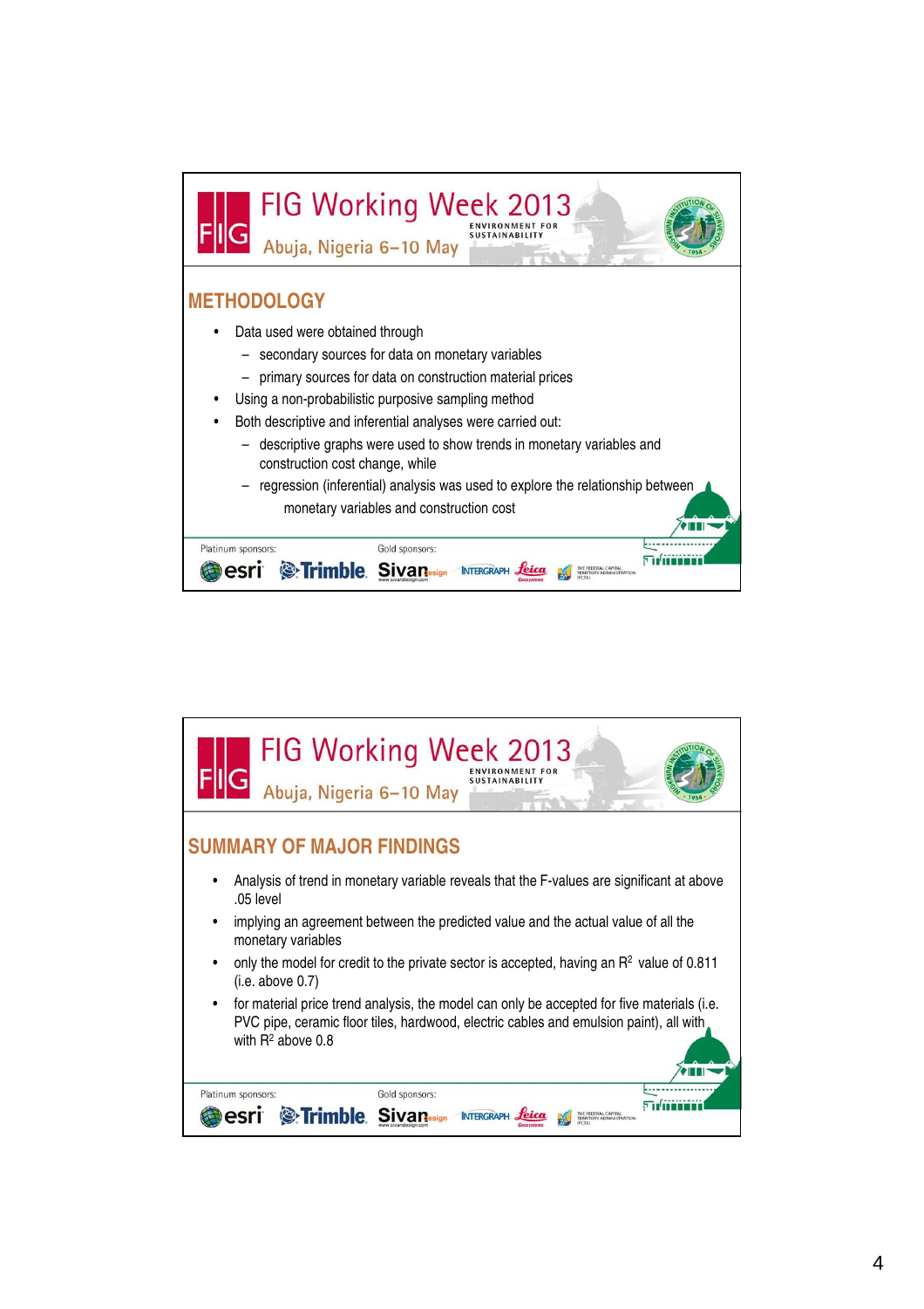## METHODOLOGY

- Data used were obtained through
  - secondary sources for data on monetary variables
  - primary sources for data on construction material prices
- Using a non-probabilistic purposive sampling method
- Both descriptive and inferential analyses were carried out:
  - descriptive graphs were used to show trends in monetary variables and construction cost change, while
  - regression (inferential) analysis was used to explore the relationship between monetary variables and construction cost

## SUMMARY OF MAJOR FINDINGS

- Analysis of trend in monetary variable reveals that the F-values are significant at above .05 level
- implying an agreement between the predicted value and the actual value of all the monetary variables
- only the model for credit to the private sector is accepted, having an $R^2$ value of 0.811 (i.e. above 0.7)
- for material price trend analysis, the model can only be accepted for five materials (i.e. PVC pipe, ceramic floor tiles, hardwood, electric cables and emulsion paint), all with with $R^2$ above 0.8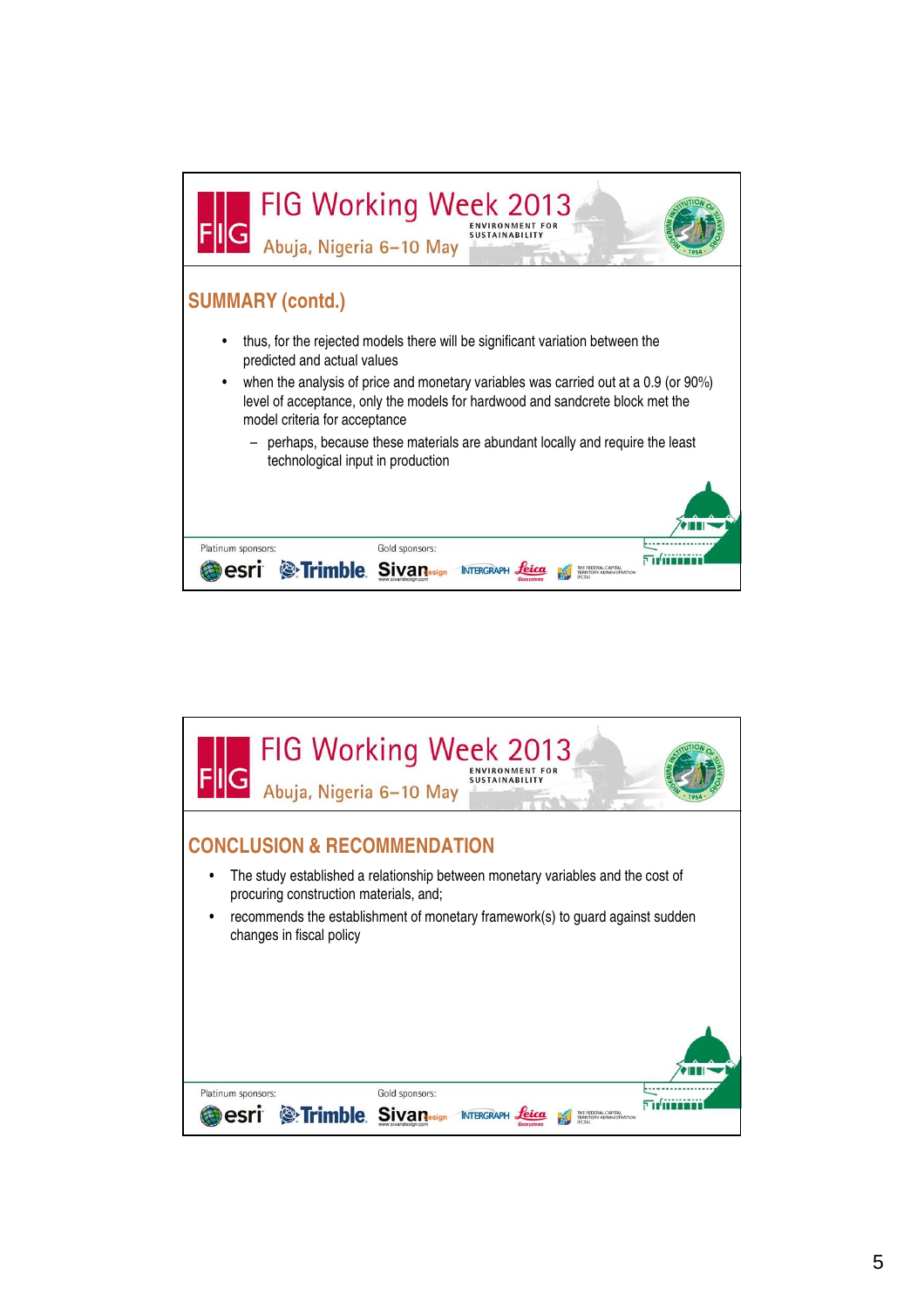## SUMMARY (contd.)

- thus, for the rejected models there will be significant variation between the predicted and actual values
- when the analysis of price and monetary variables was carried out at a 0.9 (or 90%) level of acceptance, only the models for hardwood and sandcrete block met the model criteria for acceptance
  - perhaps, because these materials are abundant locally and require the least technological input in production

## CONCLUSION & RECOMMENDATION

- The study established a relationship between monetary variables and the cost of procuring construction materials, and;
- recommends the establishment of monetary framework(s) to guard against sudden changes in fiscal policy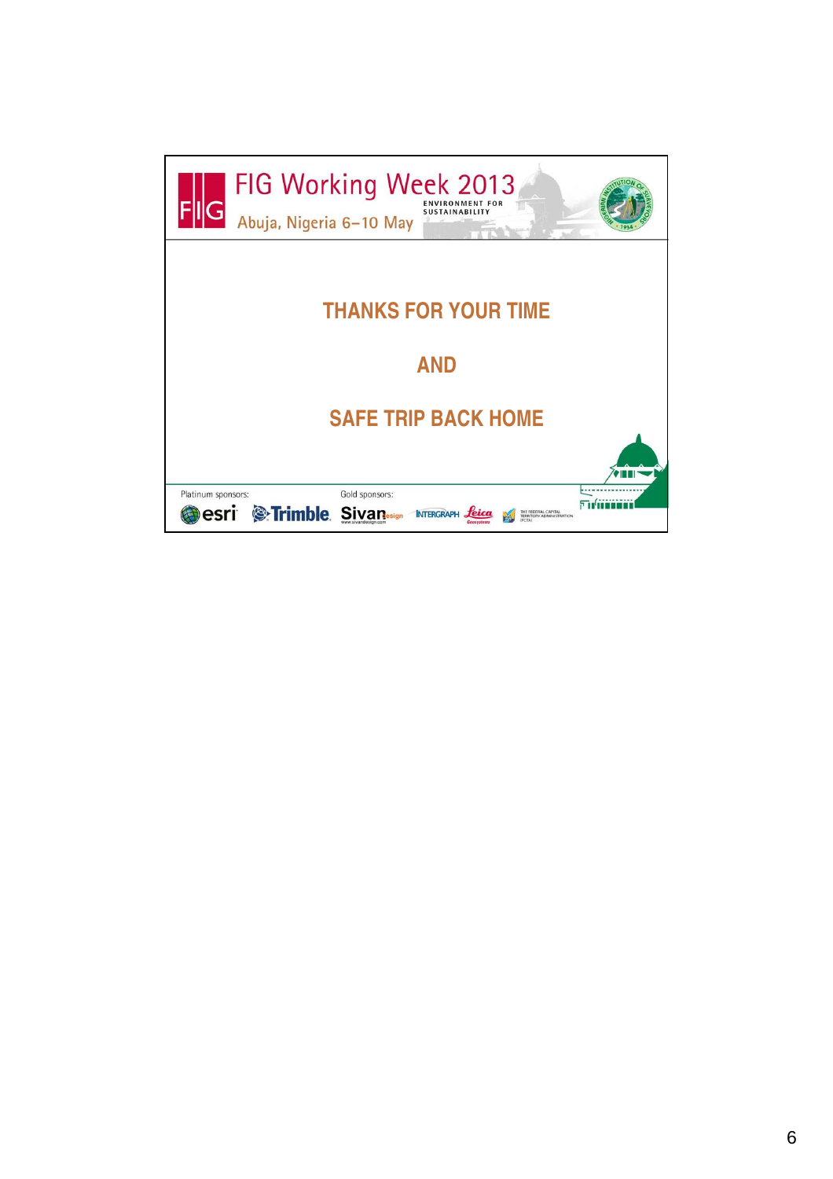FIG Working Week 2013

Abuja, Nigeria 6–10 May

ENVIRONMENT FOR SUSTAINABILITY

**THANKS FOR YOUR TIME**

**AND**

**SAFE TRIP BACK HOME**

Platinum sponsors: esri Trimble

Gold sponsors: Sivandesign INTERGRAPH Leica Geosystems THE FEDERAL CAPITAL TERRITORY ADMINISTRATION (FCTA)